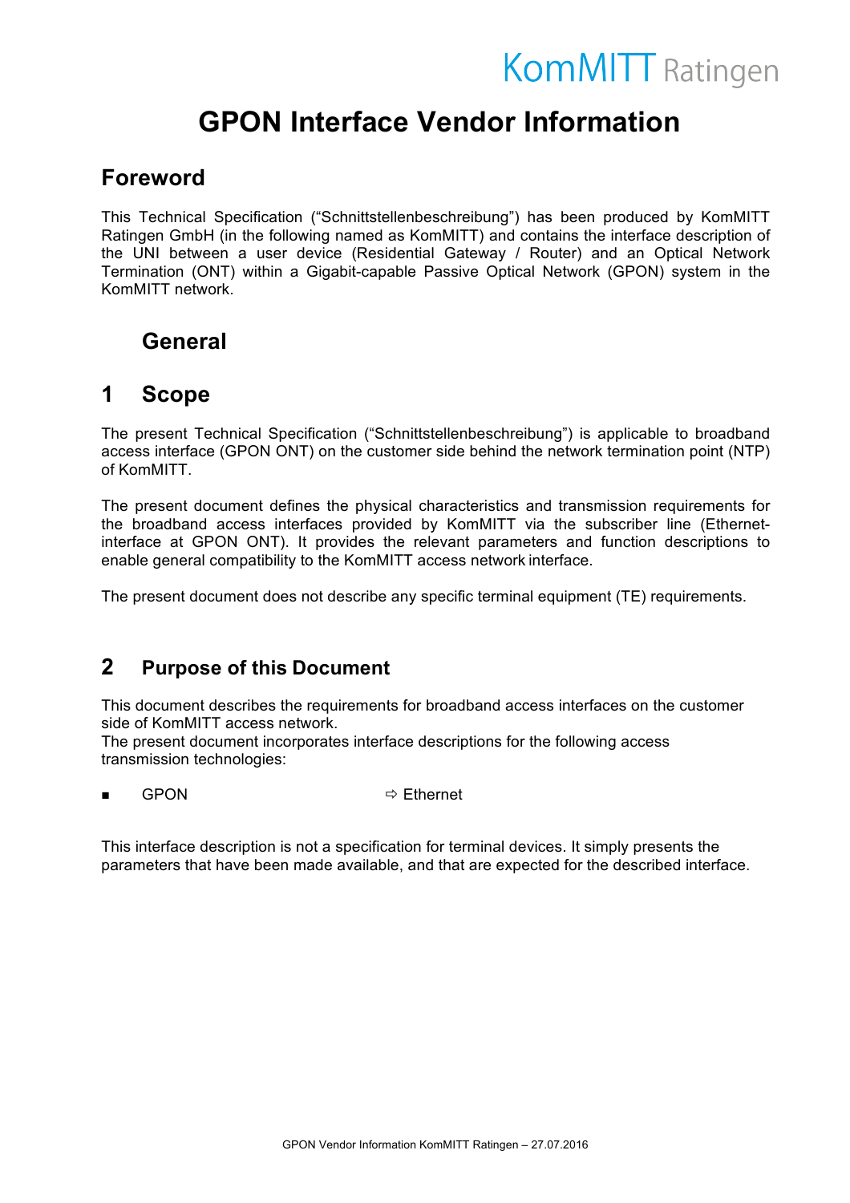# GPON Interface Vendor Information

## Foreword

This Technical Specification ("Schnittstellenbeschreibung") has been produced by KomMITT Ratingen GmbH (in the following named as KomMITT) and contains the interface description of the UNI between a user device (Residential Gateway / Router) and an Optical Network Termination (ONT) within a Gigabit-capable Passive Optical Network (GPON) system in the KomMITT network.

## General

## 1 Scope

The present Technical Specification ("Schnittstellenbeschreibung") is applicable to broadband access interface (GPON ONT) on the customer side behind the network termination point (NTP) of KomMITT.

The present document defines the physical characteristics and transmission requirements for the broadband access interfaces provided by KomMITT via the subscriber line (Ethernet-interface at GPON ONT). It provides the relevant parameters and function descriptions to enable general compatibility to the KomMITT access network interface.

The present document does not describe any specific terminal equipment (TE) requirements.

## 2 Purpose of this Document

This document describes the requirements for broadband access interfaces on the customer side of KomMITT access network.
The present document incorporates interface descriptions for the following access transmission technologies:

- GPON ⇨ Ethernet

This interface description is not a specification for terminal devices. It simply presents the parameters that have been made available, and that are expected for the described interface.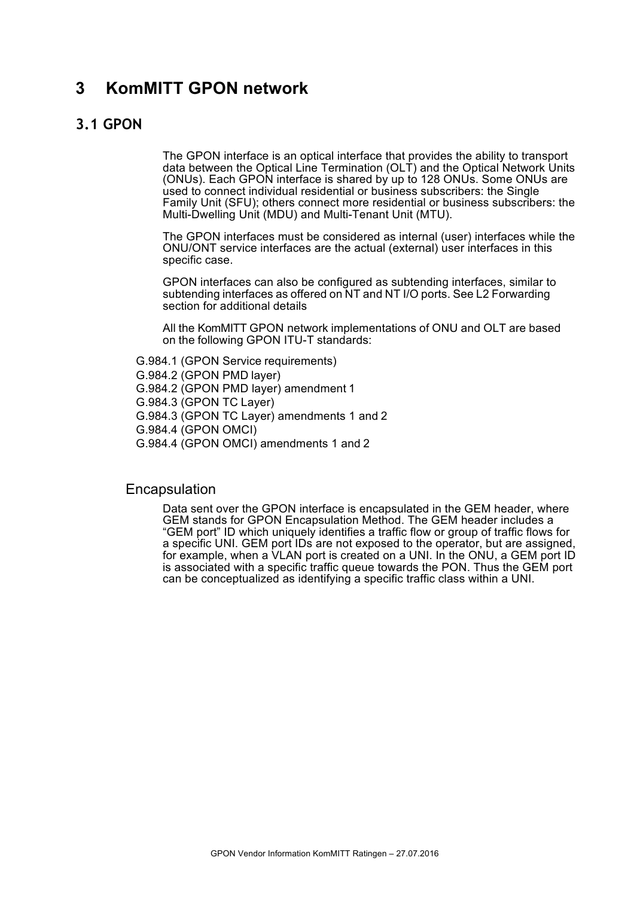# 3 KomMITT GPON network

## 3.1 GPON

The GPON interface is an optical interface that provides the ability to transport data between the Optical Line Termination (OLT) and the Optical Network Units (ONUs). Each GPON interface is shared by up to 128 ONUs. Some ONUs are used to connect individual residential or business subscribers: the Single Family Unit (SFU); others connect more residential or business subscribers: the Multi-Dwelling Unit (MDU) and Multi-Tenant Unit (MTU).

The GPON interfaces must be considered as internal (user) interfaces while the ONU/ONT service interfaces are the actual (external) user interfaces in this specific case.

GPON interfaces can also be configured as subtending interfaces, similar to subtending interfaces as offered on NT and NT I/O ports. See L2 Forwarding section for additional details

All the KomMITT GPON network implementations of ONU and OLT are based on the following GPON ITU-T standards:

G.984.1 (GPON Service requirements)
G.984.2 (GPON PMD layer)
G.984.2 (GPON PMD layer) amendment 1
G.984.3 (GPON TC Layer)
G.984.3 (GPON TC Layer) amendments 1 and 2
G.984.4 (GPON OMCI)
G.984.4 (GPON OMCI) amendments 1 and 2

### Encapsulation

Data sent over the GPON interface is encapsulated in the GEM header, where GEM stands for GPON Encapsulation Method. The GEM header includes a “GEM port” ID which uniquely identifies a traffic flow or group of traffic flows for a specific UNI. GEM port IDs are not exposed to the operator, but are assigned, for example, when a VLAN port is created on a UNI. In the ONU, a GEM port ID is associated with a specific traffic queue towards the PON. Thus the GEM port can be conceptualized as identifying a specific traffic class within a UNI.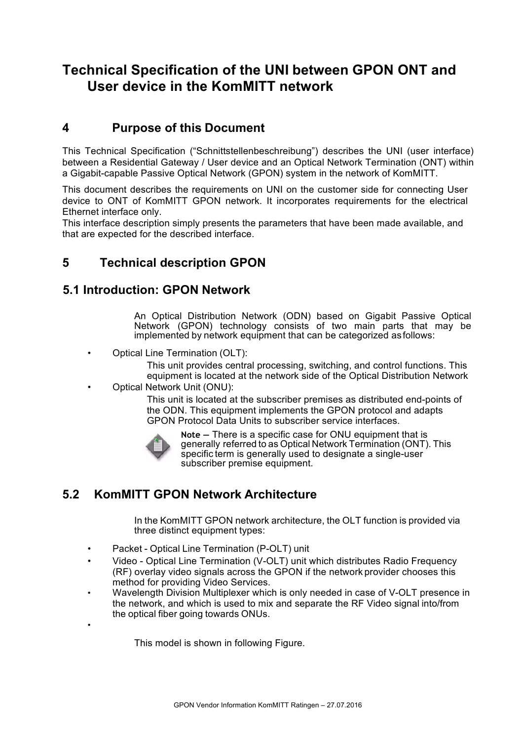# Technical Specification of the UNI between GPON ONT and User device in the KomMITT network

## 4 Purpose of this Document

This Technical Specification (“Schnittstellenbeschreibung”) describes the UNI (user interface) between a Residential Gateway / User device and an Optical Network Termination (ONT) within a Gigabit-capable Passive Optical Network (GPON) system in the network of KomMITT.

This document describes the requirements on UNI on the customer side for connecting User device to ONT of KomMITT GPON network. It incorporates requirements for the electrical Ethernet interface only.

This interface description simply presents the parameters that have been made available, and that are expected for the described interface.

## 5 Technical description GPON

### 5.1 Introduction: GPON Network

An Optical Distribution Network (ODN) based on Gigabit Passive Optical Network (GPON) technology consists of two main parts that may be implemented by network equipment that can be categorized as follows:

- Optical Line Termination (OLT):
  This unit provides central processing, switching, and control functions. This equipment is located at the network side of the Optical Distribution Network
- Optical Network Unit (ONU):
  This unit is located at the subscriber premises as distributed end-points of the ODN. This equipment implements the GPON protocol and adapts GPON Protocol Data Units to subscriber service interfaces.

  **Note** – There is a specific case for ONU equipment that is generally referred to as Optical Network Termination (ONT). This specific term is generally used to designate a single-user subscriber premise equipment.

### 5.2 KomMITT GPON Network Architecture

In the KomMITT GPON network architecture, the OLT function is provided via three distinct equipment types:

- Packet - Optical Line Termination (P-OLT) unit
- Video - Optical Line Termination (V-OLT) unit which distributes Radio Frequency (RF) overlay video signals across the GPON if the network provider chooses this method for providing Video Services.
- Wavelength Division Multiplexer which is only needed in case of V-OLT presence in the network, and which is used to mix and separate the RF Video signal into/from the optical fiber going towards ONUs.
-

This model is shown in following Figure.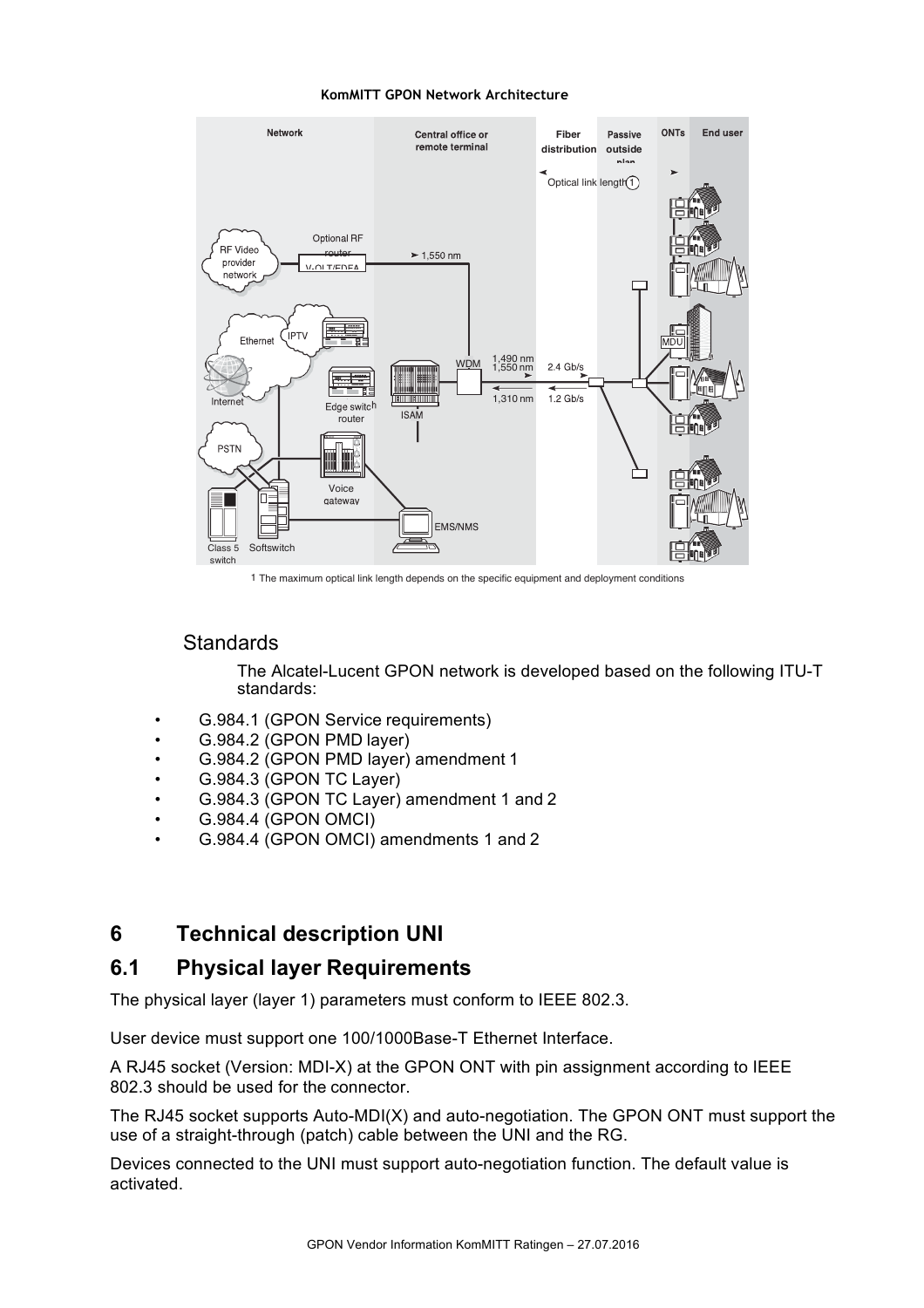**KomMITT GPON Network Architecture**

1 The maximum optical link length depends on the specific equipment and deployment conditions

## Standards

The Alcatel-Lucent GPON network is developed based on the following ITU-T standards:

- G.984.1 (GPON Service requirements)
- G.984.2 (GPON PMD layer)
- G.984.2 (GPON PMD layer) amendment 1
- G.984.3 (GPON TC Layer)
- G.984.3 (GPON TC Layer) amendment 1 and 2
- G.984.4 (GPON OMCI)
- G.984.4 (GPON OMCI) amendments 1 and 2

# 6 Technical description UNI

## 6.1 Physical layer Requirements

The physical layer (layer 1) parameters must conform to IEEE 802.3.

User device must support one 100/1000Base-T Ethernet Interface.

A RJ45 socket (Version: MDI-X) at the GPON ONT with pin assignment according to IEEE 802.3 should be used for the connector.

The RJ45 socket supports Auto-MDI(X) and auto-negotiation. The GPON ONT must support the use of a straight-through (patch) cable between the UNI and the RG.

Devices connected to the UNI must support auto-negotiation function. The default value is activated.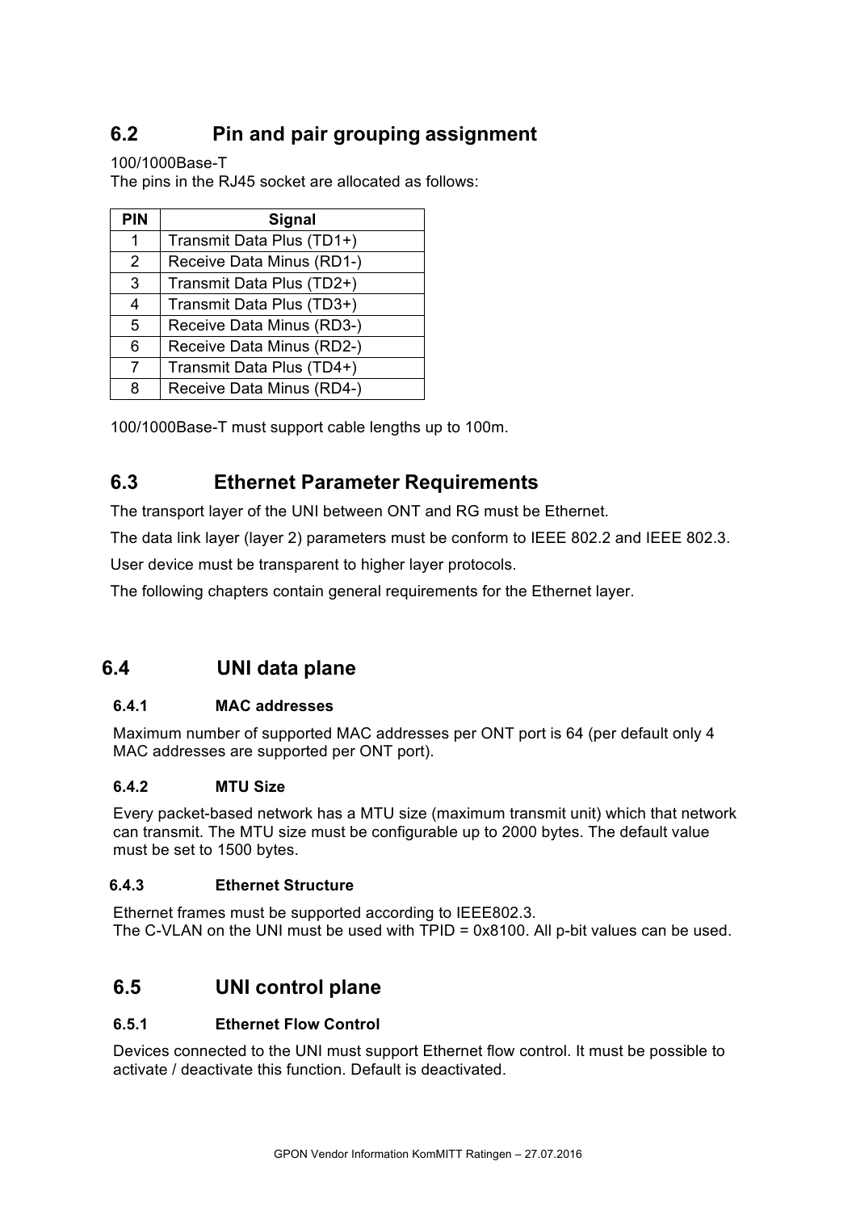## 6.2 Pin and pair grouping assignment

100/1000Base-T
The pins in the RJ45 socket are allocated as follows:

| PIN | Signal |
|---|---|
| 1 | Transmit Data Plus (TD1+) |
| 2 | Receive Data Minus (RD1-) |
| 3 | Transmit Data Plus (TD2+) |
| 4 | Transmit Data Plus (TD3+) |
| 5 | Receive Data Minus (RD3-) |
| 6 | Receive Data Minus (RD2-) |
| 7 | Transmit Data Plus (TD4+) |
| 8 | Receive Data Minus (RD4-) |

100/1000Base-T must support cable lengths up to 100m.

## 6.3 Ethernet Parameter Requirements

The transport layer of the UNI between ONT and RG must be Ethernet.

The data link layer (layer 2) parameters must be conform to IEEE 802.2 and IEEE 802.3.

User device must be transparent to higher layer protocols.

The following chapters contain general requirements for the Ethernet layer.

## 6.4 UNI data plane

### 6.4.1 MAC addresses

Maximum number of supported MAC addresses per ONT port is 64 (per default only 4 MAC addresses are supported per ONT port).

### 6.4.2 MTU Size

Every packet-based network has a MTU size (maximum transmit unit) which that network can transmit. The MTU size must be configurable up to 2000 bytes. The default value must be set to 1500 bytes.

### 6.4.3 Ethernet Structure

Ethernet frames must be supported according to IEEE802.3.
The C-VLAN on the UNI must be used with TPID = 0x8100. All p-bit values can be used.

## 6.5 UNI control plane

### 6.5.1 Ethernet Flow Control

Devices connected to the UNI must support Ethernet flow control. It must be possible to activate / deactivate this function. Default is deactivated.